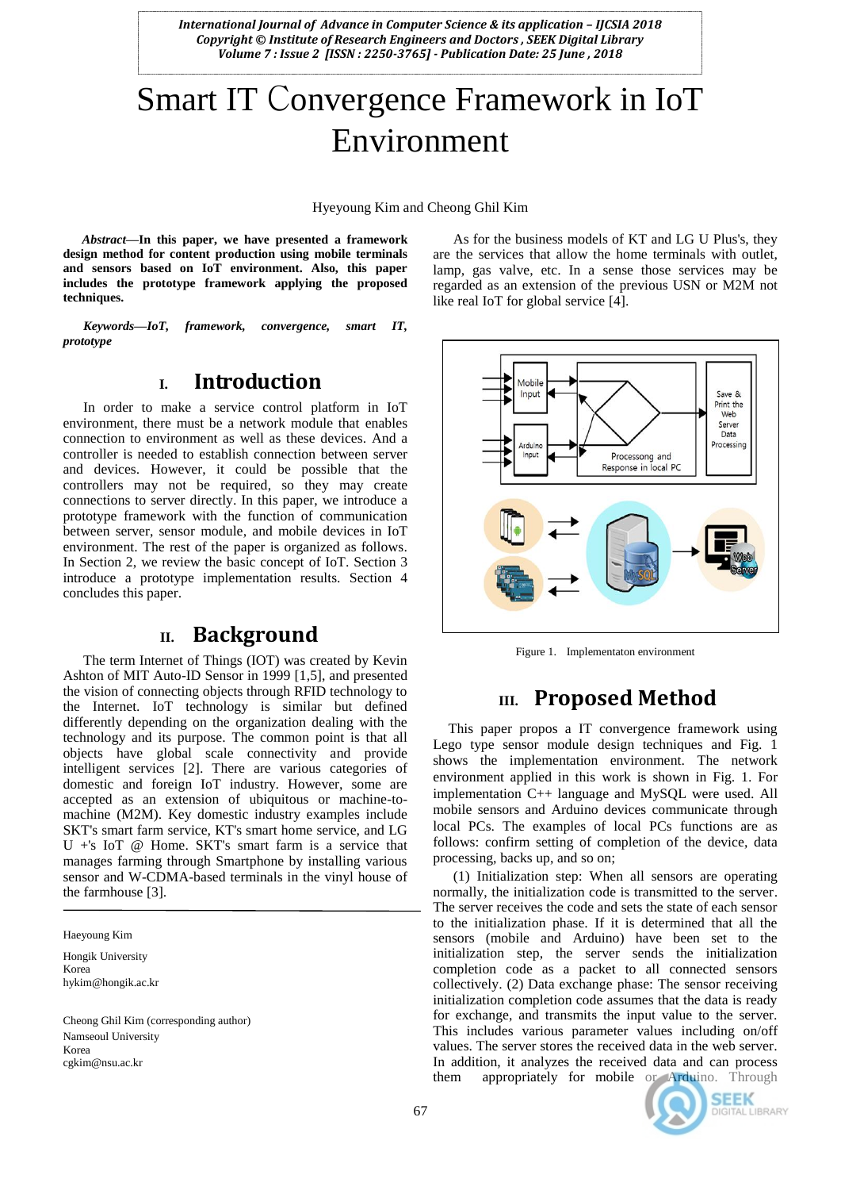# Smart IT Convergence Framework in IoT Environment

Hyeyoung Kim and Cheong Ghil Kim

***Abstract*—In this paper, we have presented a framework design method for content production using mobile terminals and sensors based on IoT environment. Also, this paper includes the prototype framework applying the proposed techniques.**

***Keywords*—IoT, framework, convergence, smart IT, prototype**

## I. Introduction

In order to make a service control platform in IoT environment, there must be a network module that enables connection to environment as well as these devices. And a controller is needed to establish connection between server and devices. However, it could be possible that the controllers may not be required, so they may create connections to server directly. In this paper, we introduce a prototype framework with the function of communication between server, sensor module, and mobile devices in IoT environment. The rest of the paper is organized as follows. In Section 2, we review the basic concept of IoT. Section 3 introduce a prototype implementation results. Section 4 concludes this paper.

## II. Background

The term Internet of Things (IOT) was created by Kevin Ashton of MIT Auto-ID Sensor in 1999 [1,5], and presented the vision of connecting objects through RFID technology to the Internet. IoT technology is similar but defined differently depending on the organization dealing with the technology and its purpose. The common point is that all objects have global scale connectivity and provide intelligent services [2]. There are various categories of domestic and foreign IoT industry. However, some are accepted as an extension of ubiquitous or machine-to-machine (M2M). Key domestic industry examples include SKT's smart farm service, KT's smart home service, and LG U +'s IoT @ Home. SKT's smart farm is a service that manages farming through Smartphone by installing various sensor and W-CDMA-based terminals in the vinyl house of the farmhouse [3].

As for the business models of KT and LG U Plus's, they are the services that allow the home terminals with outlet, lamp, gas valve, etc. In a sense those services may be regarded as an extension of the previous USN or M2M not like real IoT for global service [4].

Figure 1. Implementaton environment

## III. Proposed Method

This paper propos a IT convergence framework using Lego type sensor module design techniques and Fig. 1 shows the implementation environment. The network environment applied in this work is shown in Fig. 1. For implementation C++ language and MySQL were used. All mobile sensors and Arduino devices communicate through local PCs. The examples of local PCs functions are as follows: confirm setting of completion of the device, data processing, backs up, and so on;

(1) Initialization step: When all sensors are operating normally, the initialization code is transmitted to the server. The server receives the code and sets the state of each sensor to the initialization phase. If it is determined that all the sensors (mobile and Arduino) have been set to the initialization step, the server sends the initialization completion code as a packet to all connected sensors collectively. (2) Data exchange phase: The sensor receiving initialization completion code assumes that the data is ready for exchange, and transmits the input value to the server. This includes various parameter values including on/off values. The server stores the received data in the web server. In addition, it analyzes the received data and can process them appropriately for mobile or Arduino. Through

---

Haeyoung Kim

Hongik University
Korea
hykim@hongik.ac.kr

Cheong Ghil Kim (corresponding author)
Namseoul University
Korea
cgkim@nsu.ac.kr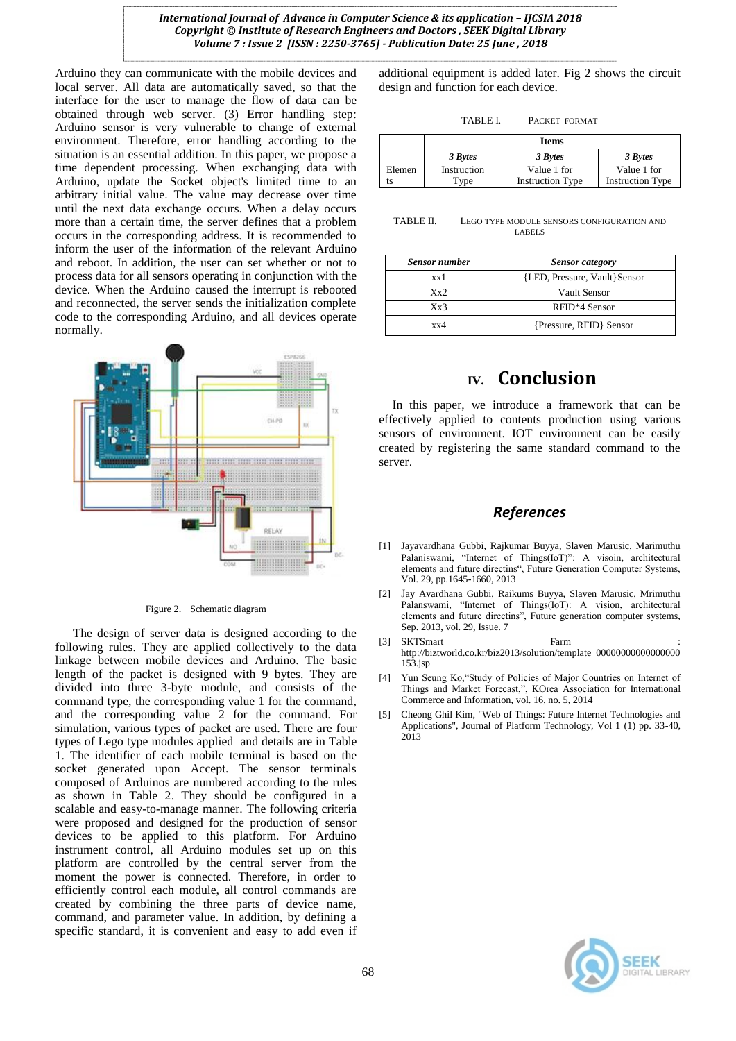Arduino they can communicate with the mobile devices and local server. All data are automatically saved, so that the interface for the user to manage the flow of data can be obtained through web server. (3) Error handling step: Arduino sensor is very vulnerable to change of external environment. Therefore, error handling according to the situation is an essential addition. In this paper, we propose a time dependent processing. When exchanging data with Arduino, update the Socket object's limited time to an arbitrary initial value. The value may decrease over time until the next data exchange occurs. When a delay occurs more than a certain time, the server defines that a problem occurs in the corresponding address. It is recommended to inform the user of the information of the relevant Arduino and reboot. In addition, the user can set whether or not to process data for all sensors operating in conjunction with the device. When the Arduino caused the interrupt is rebooted and reconnected, the server sends the initialization complete code to the corresponding Arduino, and all devices operate normally.

Figure 2. Schematic diagram

The design of server data is designed according to the following rules. They are applied collectively to the data linkage between mobile devices and Arduino. The basic length of the packet is designed with 9 bytes. They are divided into three 3-byte module, and consists of the command type, the corresponding value 1 for the command, and the corresponding value 2 for the command. For simulation, various types of packet are used. There are four types of Lego type modules applied and details are in Table 1. The identifier of each mobile terminal is based on the socket generated upon Accept. The sensor terminals composed of Arduinos are numbered according to the rules as shown in Table 2. They should be configured in a scalable and easy-to-manage manner. The following criteria were proposed and designed for the production of sensor devices to be applied to this platform. For Arduino instrument control, all Arduino modules set up on this platform are controlled by the central server from the moment the power is connected. Therefore, in order to efficiently control each module, all control commands are created by combining the three parts of device name, command, and parameter value. In addition, by defining a specific standard, it is convenient and easy to add even if additional equipment is added later. Fig 2 shows the circuit design and function for each device.

TABLE I. PACKET FORMAT

| | Items | | |
|---|---|---|---|
| | *3 Bytes* | *3 Bytes* | *3 Bytes* |
| Elements | Instruction Type | Value 1 for Instruction Type | Value 1 for Instruction Type |

TABLE II. LEGO TYPE MODULE SENSORS CONFIGURATION AND LABELS

| *Sensor number* | *Sensor category* |
|---|---|
| xx1 | {LED, Pressure, Vault}Sensor |
| Xx2 | Vault Sensor |
| Xx3 | RFID*4 Sensor |
| xx4 | {Pressure, RFID} Sensor |

# IV. Conclusion

In this paper, we introduce a framework that can be effectively applied to contents production using various sensors of environment. IOT environment can be easily created by registering the same standard command to the server.

## *References*

[1] Jayavardhana Gubbi, Rajkumar Buyya, Slaven Marusic, Marimuthu Palaniswami, "Internet of Things(IoT)": A visoin, architectural elements and future directins", Future Generation Computer Systems, Vol. 29, pp.1645-1660, 2013

[2] Jay Avardhana Gubbi, Raikums Buyya, Slaven Marusic, Mrimuthu Palanswami, "Internet of Things(IoT): A vision, architectural elements and future directins", Future generation computer systems, Sep. 2013, vol. 29, Issue. 7

[3] SKTSmart Farm : http://biztworld.co.kr/biz2013/solution/template_00000000000000000153.jsp

[4] Yun Seung Ko,"Study of Policies of Major Countries on Internet of Things and Market Forecast,", KOrea Association for International Commerce and Information, vol. 16, no. 5, 2014

[5] Cheong Ghil Kim, "Web of Things: Future Internet Technologies and Applications", Journal of Platform Technology, Vol 1 (1) pp. 33-40, 2013